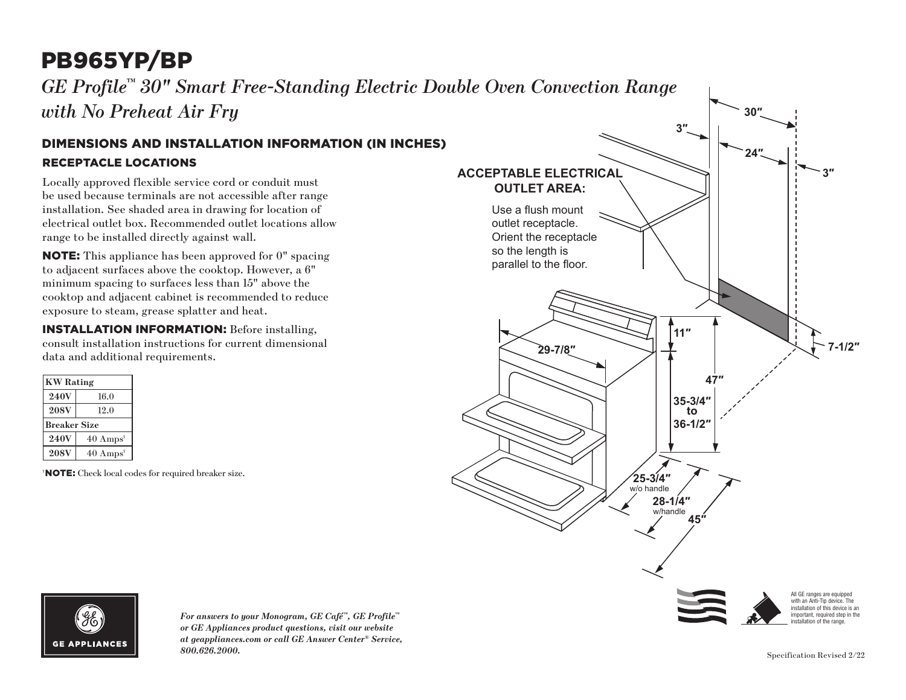# PB965YP/BP

*GE Profile™ 30" Smart Free-Standing Electric Double Oven Convection Range with No Preheat Air Fry*

## DIMENSIONS AND INSTALLATION INFORMATION (IN INCHES)

### RECEPTACLE LOCATIONS

Locally approved flexible service cord or conduit must be used because terminals are not accessible after range installation. See shaded area in drawing for location of electrical outlet box. Recommended outlet locations allow range to be installed directly against wall.

**NOTE:** This appliance has been approved for 0" spacing to adjacent surfaces above the cooktop. However, a 6" minimum spacing to surfaces less than 15" above the cooktop and adjacent cabinet is recommended to reduce exposure to steam, grease splatter and heat.

**INSTALLATION INFORMATION:** Before installing, consult installation instructions for current dimensional data and additional requirements.

| KW Rating | |
|---|---|
| 240V | 16.0 |
| 208V | 12.0 |
| **Breaker Size** | |
| 240V | 40 Amps[†] |
| 208V | 40 Amps[†] |

[†]**NOTE:** Check local codes for required breaker size.

**ACCEPTABLE ELECTRICAL OUTLET AREA:**

Use a flush mount outlet receptacle. Orient the receptacle so the length is parallel to the floor.

30″ · 3″ · 24″ · 3″ · 7-1/2″ · 11″ · 29-7/8″ · 47″ · 35-3/4″ to 36-1/2″ · 25-3/4″ w/o handle · 28-1/4″ w/handle · 45″

All GE ranges are equipped with an Anti-Tip device. The installation of this device is an important, required step in the installation of the range.

*For answers to your Monogram, GE Café™, GE Profile™ or GE Appliances product questions, visit our website at geappliances.com or call GE Answer Center® Service, 800.626.2000.*

Specification Revised 2/22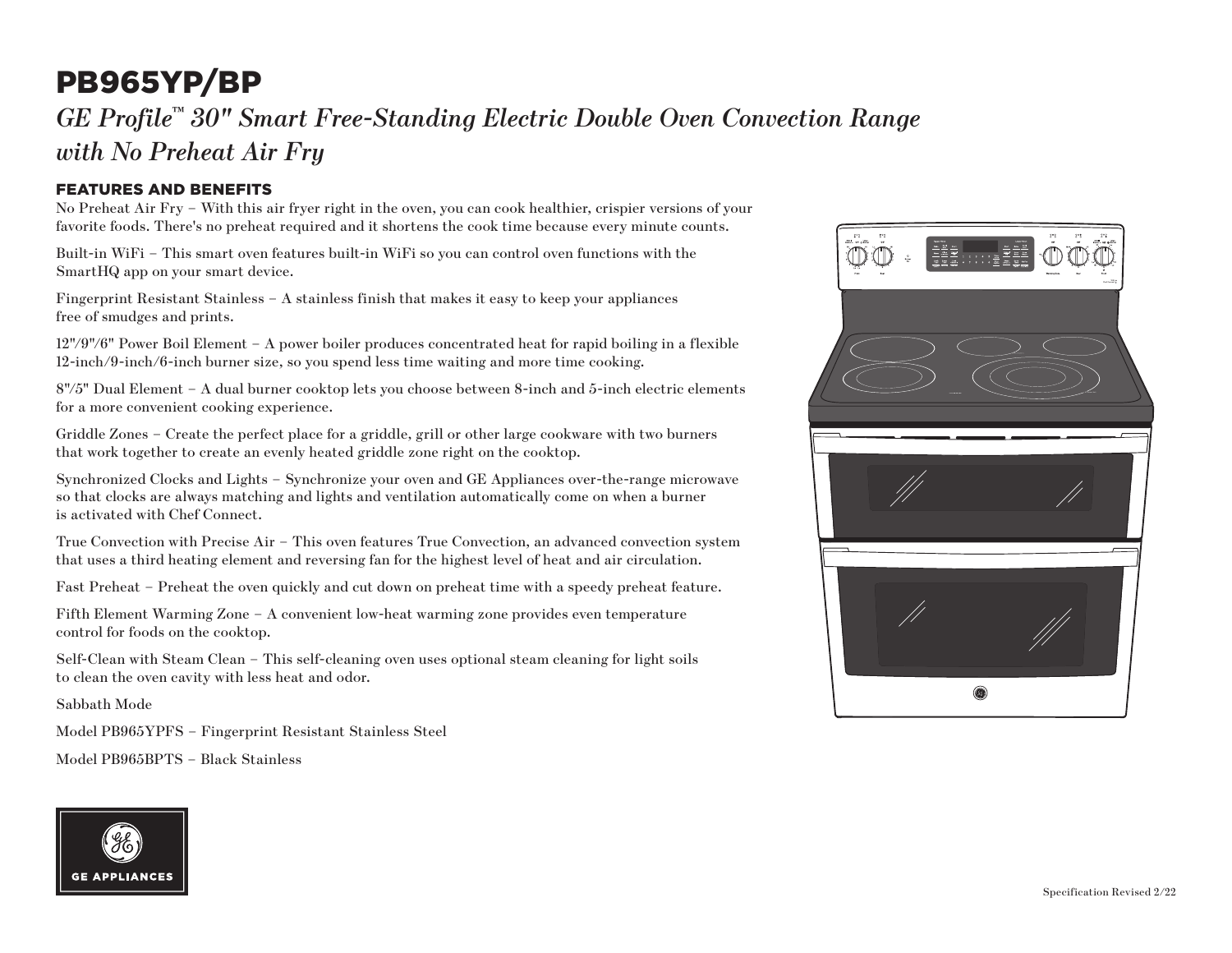# PB965YP/BP

## *GE Profile™ 30" Smart Free-Standing Electric Double Oven Convection Range with No Preheat Air Fry*

### FEATURES AND BENEFITS

No Preheat Air Fry – With this air fryer right in the oven, you can cook healthier, crispier versions of your favorite foods. There's no preheat required and it shortens the cook time because every minute counts.

Built-in WiFi – This smart oven features built-in WiFi so you can control oven functions with the SmartHQ app on your smart device.

Fingerprint Resistant Stainless – A stainless finish that makes it easy to keep your appliances free of smudges and prints.

12"/9"/6" Power Boil Element – A power boiler produces concentrated heat for rapid boiling in a flexible 12-inch/9-inch/6-inch burner size, so you spend less time waiting and more time cooking.

8"/5" Dual Element – A dual burner cooktop lets you choose between 8-inch and 5-inch electric elements for a more convenient cooking experience.

Griddle Zones – Create the perfect place for a griddle, grill or other large cookware with two burners that work together to create an evenly heated griddle zone right on the cooktop.

Synchronized Clocks and Lights – Synchronize your oven and GE Appliances over-the-range microwave so that clocks are always matching and lights and ventilation automatically come on when a burner is activated with Chef Connect.

True Convection with Precise Air – This oven features True Convection, an advanced convection system that uses a third heating element and reversing fan for the highest level of heat and air circulation.

Fast Preheat – Preheat the oven quickly and cut down on preheat time with a speedy preheat feature.

Fifth Element Warming Zone – A convenient low-heat warming zone provides even temperature control for foods on the cooktop.

Self-Clean with Steam Clean – This self-cleaning oven uses optional steam cleaning for light soils to clean the oven cavity with less heat and odor.

Sabbath Mode

Model PB965YPFS – Fingerprint Resistant Stainless Steel

Model PB965BPTS – Black Stainless

GE APPLIANCES

Specification Revised 2/22